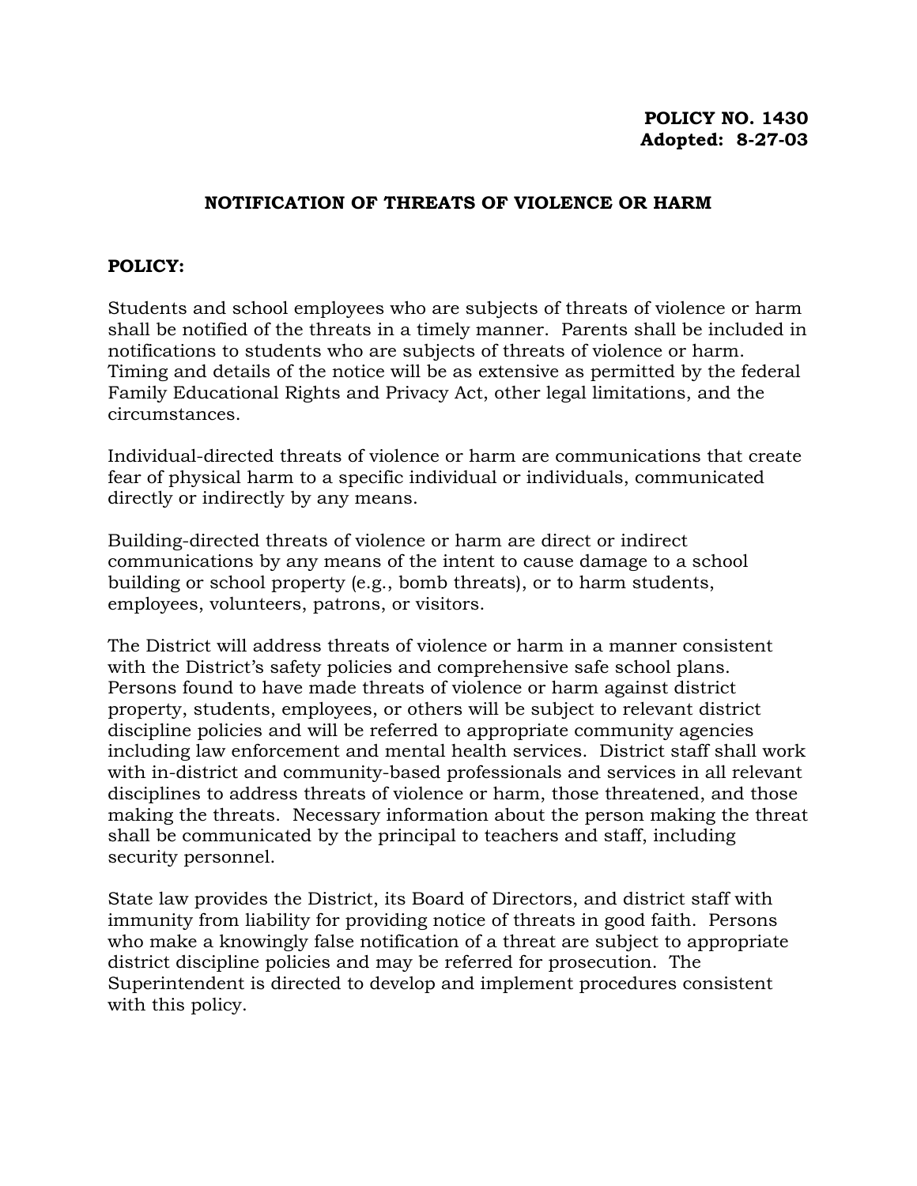**POLICY NO. 1430**
**Adopted: 8-27-03**

# NOTIFICATION OF THREATS OF VIOLENCE OR HARM

## POLICY:

Students and school employees who are subjects of threats of violence or harm shall be notified of the threats in a timely manner. Parents shall be included in notifications to students who are subjects of threats of violence or harm. Timing and details of the notice will be as extensive as permitted by the federal Family Educational Rights and Privacy Act, other legal limitations, and the circumstances.

Individual-directed threats of violence or harm are communications that create fear of physical harm to a specific individual or individuals, communicated directly or indirectly by any means.

Building-directed threats of violence or harm are direct or indirect communications by any means of the intent to cause damage to a school building or school property (e.g., bomb threats), or to harm students, employees, volunteers, patrons, or visitors.

The District will address threats of violence or harm in a manner consistent with the District's safety policies and comprehensive safe school plans. Persons found to have made threats of violence or harm against district property, students, employees, or others will be subject to relevant district discipline policies and will be referred to appropriate community agencies including law enforcement and mental health services. District staff shall work with in-district and community-based professionals and services in all relevant disciplines to address threats of violence or harm, those threatened, and those making the threats. Necessary information about the person making the threat shall be communicated by the principal to teachers and staff, including security personnel.

State law provides the District, its Board of Directors, and district staff with immunity from liability for providing notice of threats in good faith. Persons who make a knowingly false notification of a threat are subject to appropriate district discipline policies and may be referred for prosecution. The Superintendent is directed to develop and implement procedures consistent with this policy.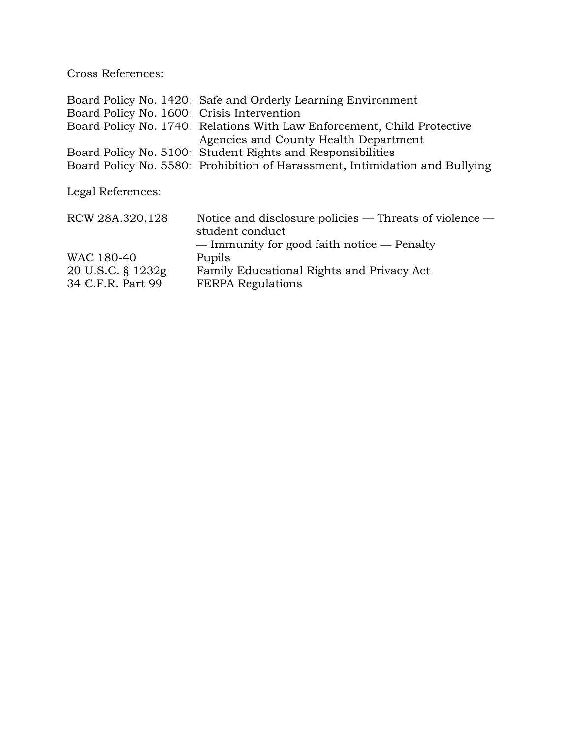Cross References:

| | |
|---|---|
| Board Policy No. 1420: | Safe and Orderly Learning Environment |
| Board Policy No. 1600: | Crisis Intervention |
| Board Policy No. 1740: | Relations With Law Enforcement, Child Protective Agencies and County Health Department |
| Board Policy No. 5100: | Student Rights and Responsibilities |
| Board Policy No. 5580: | Prohibition of Harassment, Intimidation and Bullying |

Legal References:

| | |
|---|---|
| RCW 28A.320.128 | Notice and disclosure policies — Threats of violence — student conduct — Immunity for good faith notice — Penalty |
| WAC 180-40 | Pupils |
| 20 U.S.C. § 1232g | Family Educational Rights and Privacy Act |
| 34 C.F.R. Part 99 | FERPA Regulations |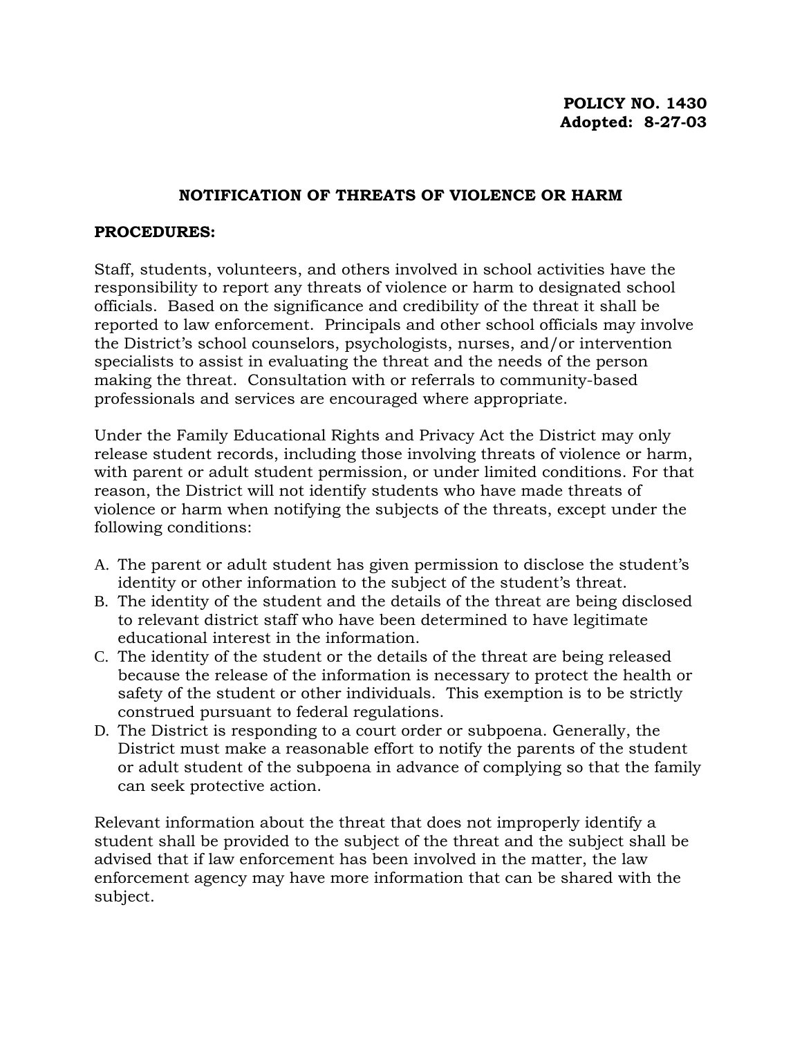**POLICY NO. 1430**
**Adopted: 8-27-03**

## NOTIFICATION OF THREATS OF VIOLENCE OR HARM

**PROCEDURES:**

Staff, students, volunteers, and others involved in school activities have the responsibility to report any threats of violence or harm to designated school officials. Based on the significance and credibility of the threat it shall be reported to law enforcement. Principals and other school officials may involve the District's school counselors, psychologists, nurses, and/or intervention specialists to assist in evaluating the threat and the needs of the person making the threat. Consultation with or referrals to community-based professionals and services are encouraged where appropriate.

Under the Family Educational Rights and Privacy Act the District may only release student records, including those involving threats of violence or harm, with parent or adult student permission, or under limited conditions. For that reason, the District will not identify students who have made threats of violence or harm when notifying the subjects of the threats, except under the following conditions:

A. The parent or adult student has given permission to disclose the student's identity or other information to the subject of the student's threat.
B. The identity of the student and the details of the threat are being disclosed to relevant district staff who have been determined to have legitimate educational interest in the information.
C. The identity of the student or the details of the threat are being released because the release of the information is necessary to protect the health or safety of the student or other individuals. This exemption is to be strictly construed pursuant to federal regulations.
D. The District is responding to a court order or subpoena. Generally, the District must make a reasonable effort to notify the parents of the student or adult student of the subpoena in advance of complying so that the family can seek protective action.

Relevant information about the threat that does not improperly identify a student shall be provided to the subject of the threat and the subject shall be advised that if law enforcement has been involved in the matter, the law enforcement agency may have more information that can be shared with the subject.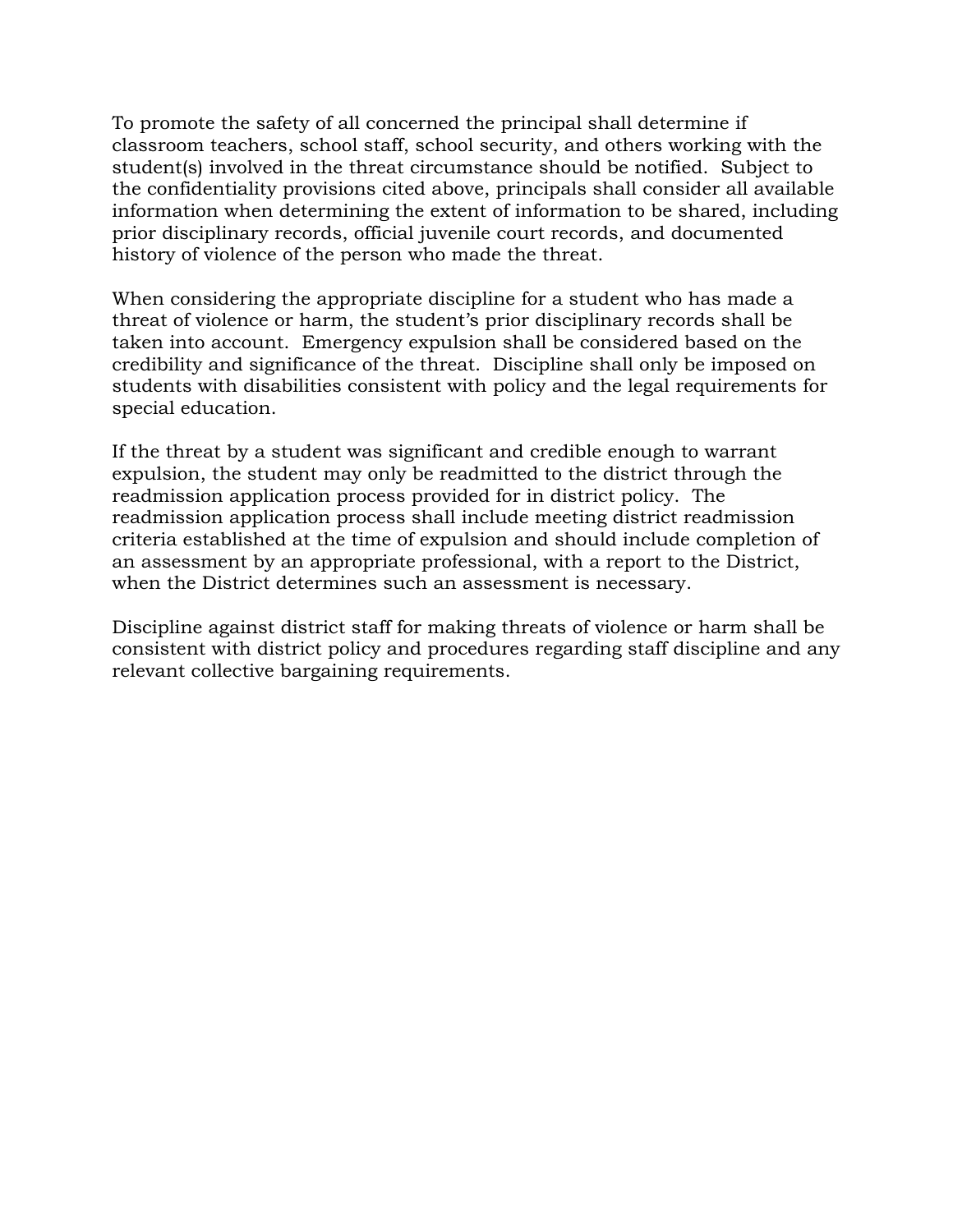To promote the safety of all concerned the principal shall determine if classroom teachers, school staff, school security, and others working with the student(s) involved in the threat circumstance should be notified. Subject to the confidentiality provisions cited above, principals shall consider all available information when determining the extent of information to be shared, including prior disciplinary records, official juvenile court records, and documented history of violence of the person who made the threat.

When considering the appropriate discipline for a student who has made a threat of violence or harm, the student's prior disciplinary records shall be taken into account. Emergency expulsion shall be considered based on the credibility and significance of the threat. Discipline shall only be imposed on students with disabilities consistent with policy and the legal requirements for special education.

If the threat by a student was significant and credible enough to warrant expulsion, the student may only be readmitted to the district through the readmission application process provided for in district policy. The readmission application process shall include meeting district readmission criteria established at the time of expulsion and should include completion of an assessment by an appropriate professional, with a report to the District, when the District determines such an assessment is necessary.

Discipline against district staff for making threats of violence or harm shall be consistent with district policy and procedures regarding staff discipline and any relevant collective bargaining requirements.